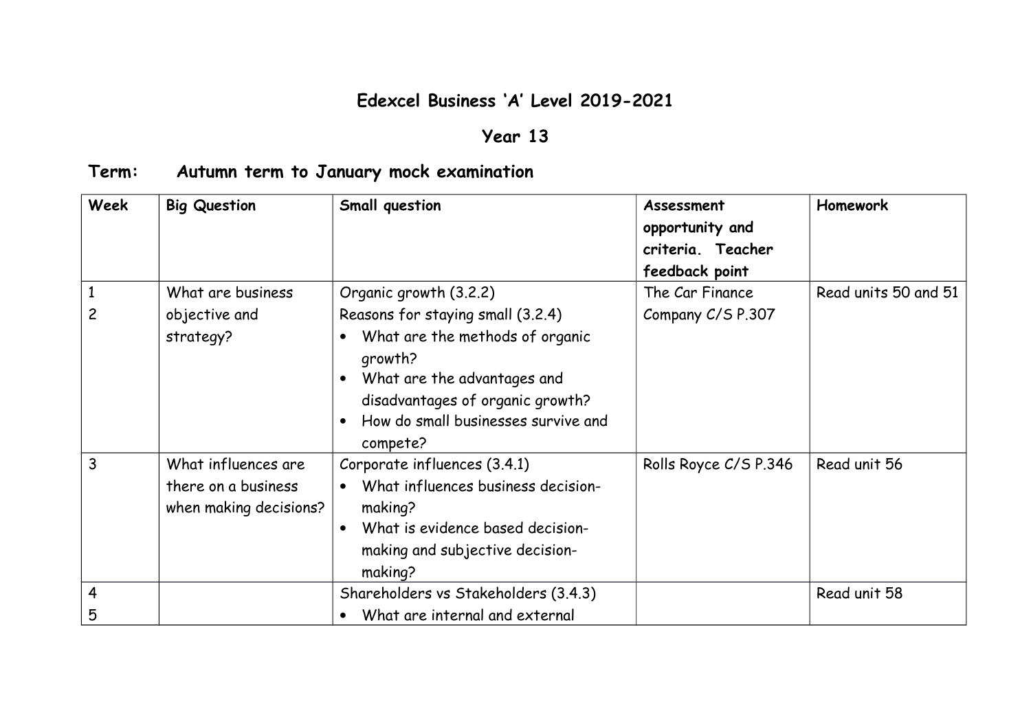# Edexcel Business 'A' Level 2019-2021

## Year 13

### Term: Autumn term to January mock examination

| Week | Big Question | Small question | Assessment opportunity and criteria. Teacher feedback point | Homework |
|---|---|---|---|---|
| 1<br>2 | What are business objective and strategy? | Organic growth (3.2.2)<br>Reasons for staying small (3.2.4)<br>• What are the methods of organic growth?<br>• What are the advantages and disadvantages of organic growth?<br>• How do small businesses survive and compete? | The Car Finance Company C/S P.307 | Read units 50 and 51 |
| 3 | What influences are there on a business when making decisions? | Corporate influences (3.4.1)<br>• What influences business decision-making?<br>• What is evidence based decision-making and subjective decision-making? | Rolls Royce C/S P.346 | Read unit 56 |
| 4<br>5 | | Shareholders vs Stakeholders (3.4.3)<br>• What are internal and external | | Read unit 58 |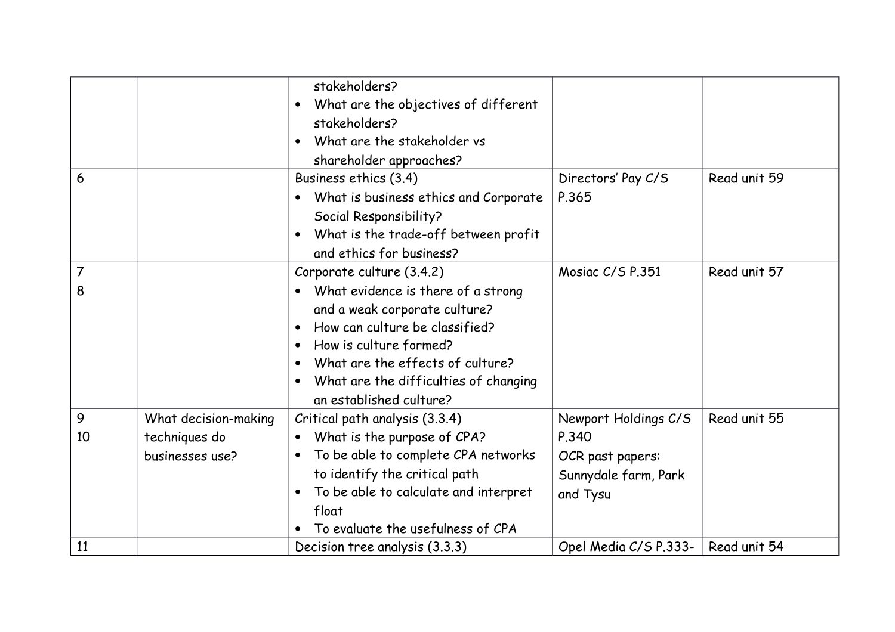| | | | | |
|---|---|---|---|---|
| | | stakeholders?<br>• What are the objectives of different stakeholders?<br>• What are the stakeholder vs shareholder approaches? | | |
| 6 | | Business ethics (3.4)<br>• What is business ethics and Corporate Social Responsibility?<br>• What is the trade-off between profit and ethics for business? | Directors' Pay C/S P.365 | Read unit 59 |
| 7<br>8 | | Corporate culture (3.4.2)<br>• What evidence is there of a strong and a weak corporate culture?<br>• How can culture be classified?<br>• How is culture formed?<br>• What are the effects of culture?<br>• What are the difficulties of changing an established culture? | Mosiac C/S P.351 | Read unit 57 |
| 9<br>10 | What decision-making techniques do businesses use? | Critical path analysis (3.3.4)<br>• What is the purpose of CPA?<br>• To be able to complete CPA networks to identify the critical path<br>• To be able to calculate and interpret float<br>• To evaluate the usefulness of CPA | Newport Holdings C/S P.340<br>OCR past papers: Sunnydale farm, Park and Tysu | Read unit 55 |
| 11 | | Decision tree analysis (3.3.3) | Opel Media C/S P.333- | Read unit 54 |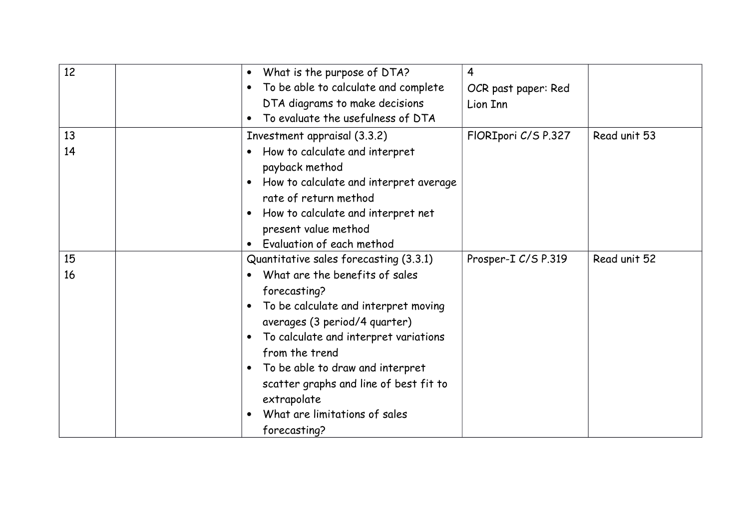| | | | | |
|---|---|---|---|---|
| 12 | | • What is the purpose of DTA?<br>• To be able to calculate and complete DTA diagrams to make decisions<br>• To evaluate the usefulness of DTA | 4<br>OCR past paper: Red Lion Inn | |
| 13<br>14 | | Investment appraisal (3.3.2)<br>• How to calculate and interpret payback method<br>• How to calculate and interpret average rate of return method<br>• How to calculate and interpret net present value method<br>• Evaluation of each method | FlORIpori C/S P.327 | Read unit 53 |
| 15<br>16 | | Quantitative sales forecasting (3.3.1)<br>• What are the benefits of sales forecasting?<br>• To be calculate and interpret moving averages (3 period/4 quarter)<br>• To calculate and interpret variations from the trend<br>• To be able to draw and interpret scatter graphs and line of best fit to extrapolate<br>• What are limitations of sales forecasting? | Prosper-I C/S P.319 | Read unit 52 |